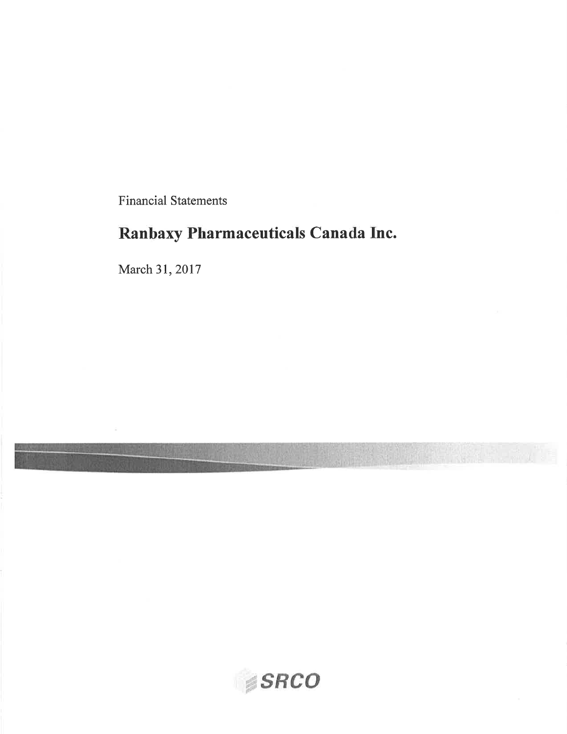Financial Statements

# Ranbaxy Pharmaceuticals Canada Inc.

March 31, 2017

SRCO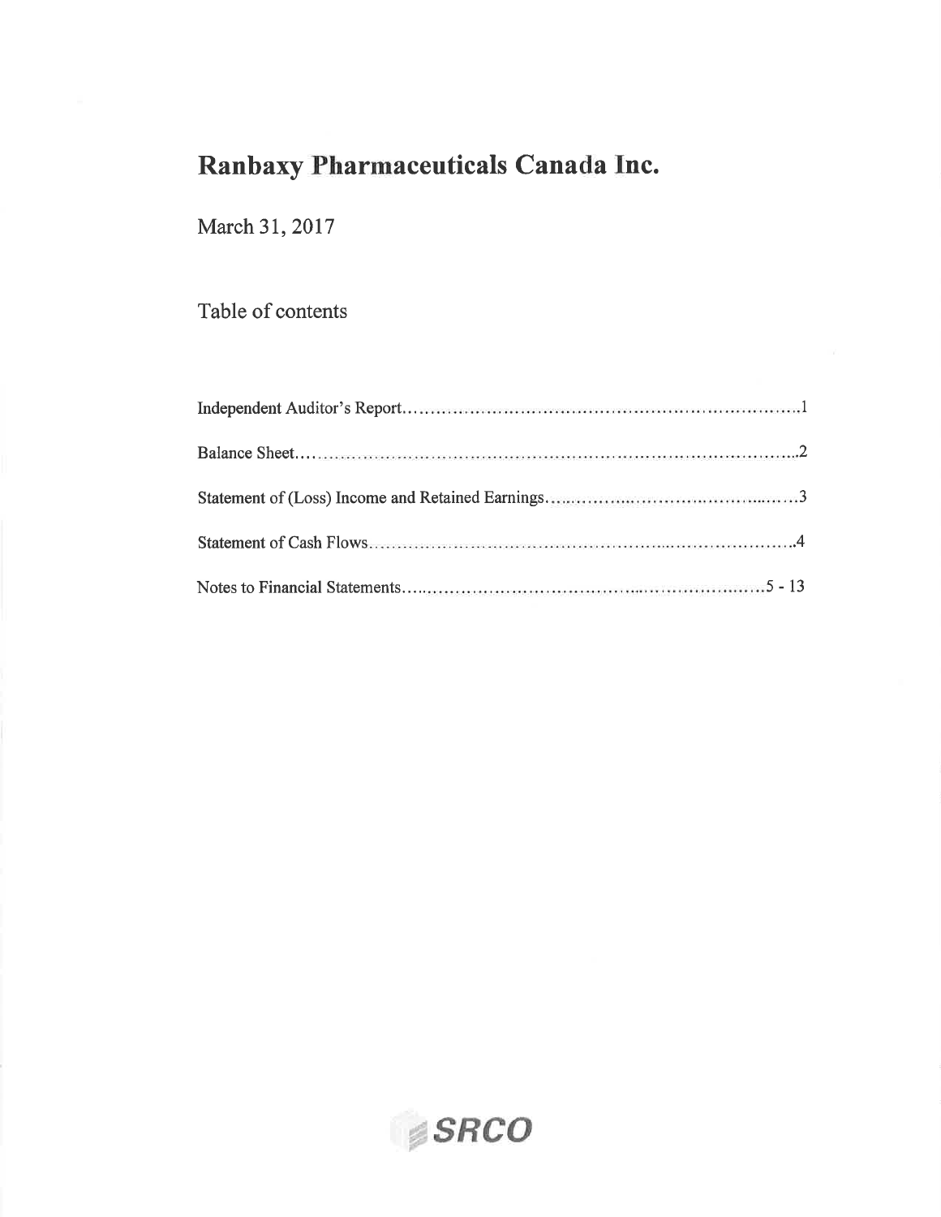# Ranbaxy Pharmaceuticals Canada Inc.

March 31, 2017

Table of contents

| | |
|---|---|
| Independent Auditor's Report | 1 |
| Balance Sheet | 2 |
| Statement of (Loss) Income and Retained Earnings | 3 |
| Statement of Cash Flows | 4 |
| Notes to Financial Statements | 5 - 13 |

SRCO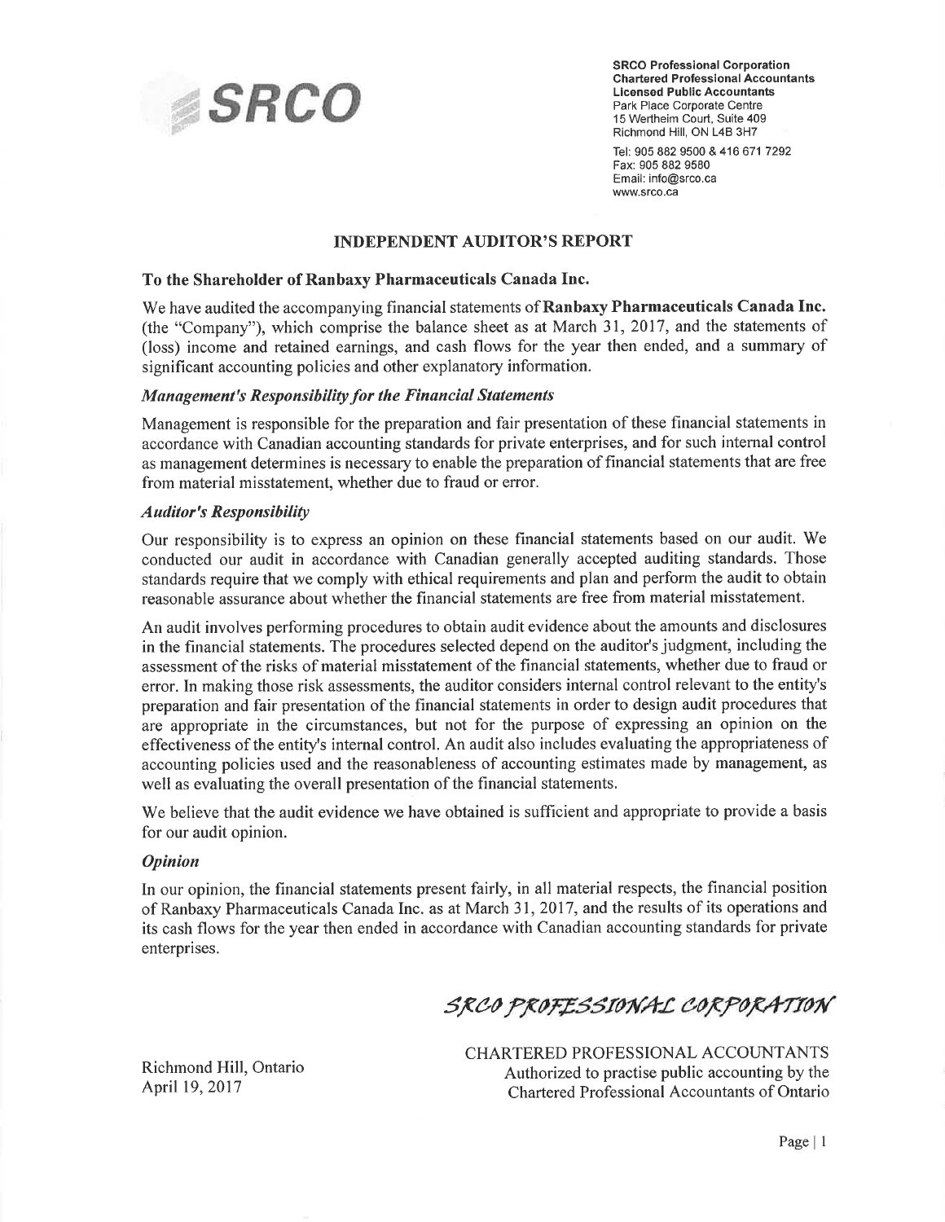SRCO

**SRCO Professional Corporation**
**Chartered Professional Accountants**
**Licensed Public Accountants**
Park Place Corporate Centre
15 Wertheim Court, Suite 409
Richmond Hill, ON L4B 3H7

Tel: 905 882 9500 & 416 671 7292
Fax: 905 882 9580
Email: info@srco.ca
www.srco.ca

## INDEPENDENT AUDITOR'S REPORT

### To the Shareholder of Ranbaxy Pharmaceuticals Canada Inc.

We have audited the accompanying financial statements of **Ranbaxy Pharmaceuticals Canada Inc.** (the "Company"), which comprise the balance sheet as at March 31, 2017, and the statements of (loss) income and retained earnings, and cash flows for the year then ended, and a summary of significant accounting policies and other explanatory information.

***Management's Responsibility for the Financial Statements***

Management is responsible for the preparation and fair presentation of these financial statements in accordance with Canadian accounting standards for private enterprises, and for such internal control as management determines is necessary to enable the preparation of financial statements that are free from material misstatement, whether due to fraud or error.

***Auditor's Responsibility***

Our responsibility is to express an opinion on these financial statements based on our audit. We conducted our audit in accordance with Canadian generally accepted auditing standards. Those standards require that we comply with ethical requirements and plan and perform the audit to obtain reasonable assurance about whether the financial statements are free from material misstatement.

An audit involves performing procedures to obtain audit evidence about the amounts and disclosures in the financial statements. The procedures selected depend on the auditor's judgment, including the assessment of the risks of material misstatement of the financial statements, whether due to fraud or error. In making those risk assessments, the auditor considers internal control relevant to the entity's preparation and fair presentation of the financial statements in order to design audit procedures that are appropriate in the circumstances, but not for the purpose of expressing an opinion on the effectiveness of the entity's internal control. An audit also includes evaluating the appropriateness of accounting policies used and the reasonableness of accounting estimates made by management, as well as evaluating the overall presentation of the financial statements.

We believe that the audit evidence we have obtained is sufficient and appropriate to provide a basis for our audit opinion.

***Opinion***

In our opinion, the financial statements present fairly, in all material respects, the financial position of Ranbaxy Pharmaceuticals Canada Inc. as at March 31, 2017, and the results of its operations and its cash flows for the year then ended in accordance with Canadian accounting standards for private enterprises.

SRCO PROFESSIONAL CORPORATION

CHARTERED PROFESSIONAL ACCOUNTANTS
Authorized to practise public accounting by the
Chartered Professional Accountants of Ontario

Richmond Hill, Ontario
April 19, 2017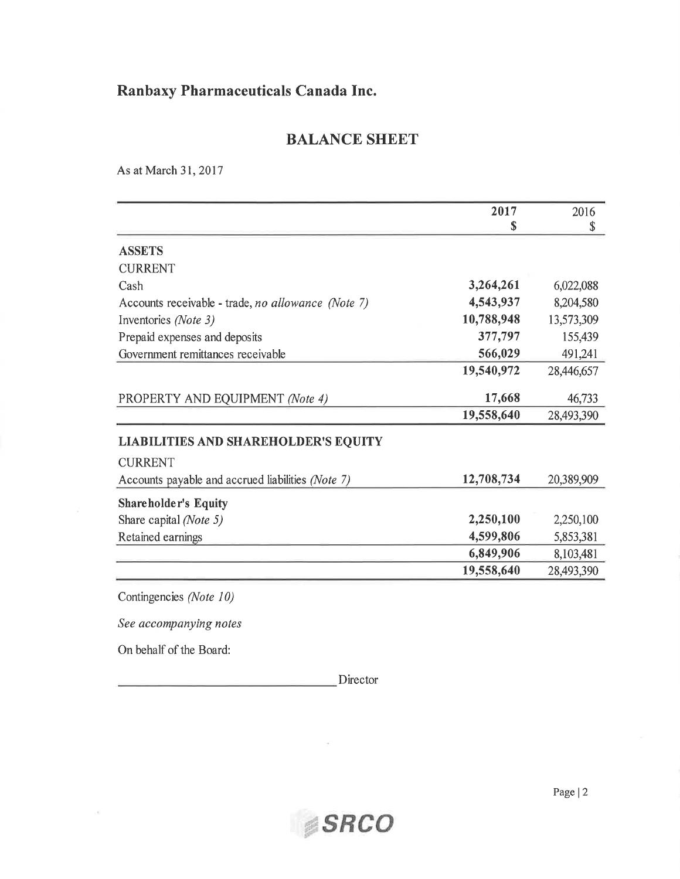# Ranbaxy Pharmaceuticals Canada Inc.

## BALANCE SHEET

As at March 31, 2017

| | 2017<br>$ | 2016<br>$ |
|---|---|---|
| **ASSETS** | | |
| CURRENT | | |
| Cash | **3,264,261** | 6,022,088 |
| Accounts receivable - trade, *no allowance (Note 7)* | **4,543,937** | 8,204,580 |
| Inventories *(Note 3)* | **10,788,948** | 13,573,309 |
| Prepaid expenses and deposits | **377,797** | 155,439 |
| Government remittances receivable | **566,029** | 491,241 |
| | **19,540,972** | 28,446,657 |
| PROPERTY AND EQUIPMENT *(Note 4)* | **17,668** | 46,733 |
| | **19,558,640** | 28,493,390 |
| **LIABILITIES AND SHAREHOLDER'S EQUITY** | | |
| CURRENT | | |
| Accounts payable and accrued liabilities *(Note 7)* | **12,708,734** | 20,389,909 |
| **Shareholder's Equity** | | |
| Share capital *(Note 5)* | **2,250,100** | 2,250,100 |
| Retained earnings | **4,599,806** | 5,853,381 |
| | **6,849,906** | 8,103,481 |
| | **19,558,640** | 28,493,390 |

Contingencies *(Note 10)*

*See accompanying notes*

On behalf of the Board:

\_\_\_\_\_\_\_\_\_\_\_\_\_\_\_\_\_\_\_\_\_\_\_\_\_\_\_\_\_\_ Director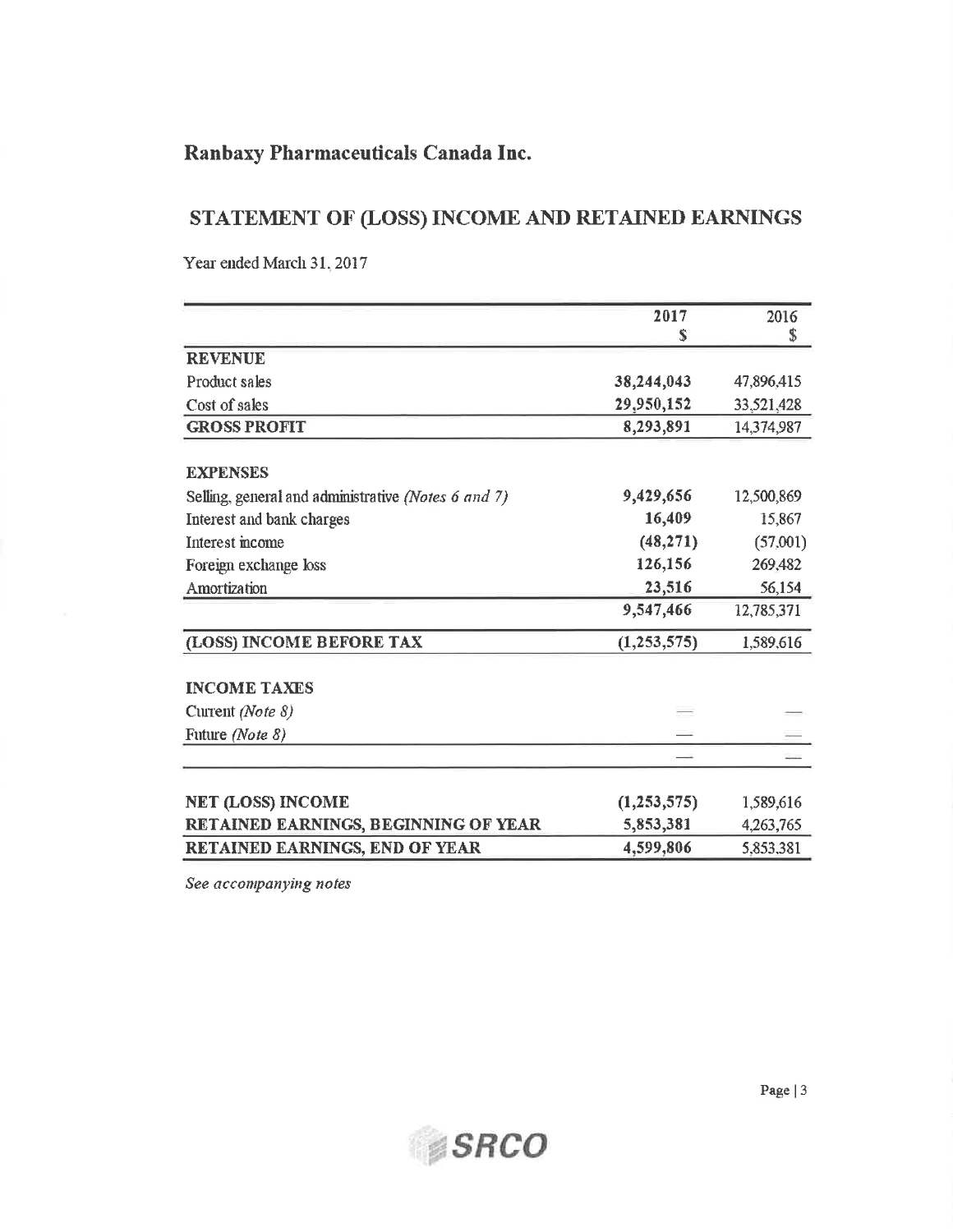# Ranbaxy Pharmaceuticals Canada Inc.

## STATEMENT OF (LOSS) INCOME AND RETAINED EARNINGS

Year ended March 31, 2017

| | 2017<br>$ | 2016<br>$ |
|---|---|---|
| **REVENUE** | | |
| Product sales | **38,244,043** | 47,896,415 |
| Cost of sales | **29,950,152** | 33,521,428 |
| **GROSS PROFIT** | **8,293,891** | 14,374,987 |
| | | |
| **EXPENSES** | | |
| Selling, general and administrative *(Notes 6 and 7)* | **9,429,656** | 12,500,869 |
| Interest and bank charges | **16,409** | 15,867 |
| Interest income | **(48,271)** | (57,001) |
| Foreign exchange loss | **126,156** | 269,482 |
| Amortization | **23,516** | 56,154 |
| | **9,547,466** | 12,785,371 |
| **(LOSS) INCOME BEFORE TAX** | **(1,253,575)** | 1,589,616 |
| | | |
| **INCOME TAXES** | | |
| Current *(Note 8)* | — | — |
| Future *(Note 8)* | — | — |
| | — | — |
| | | |
| **NET (LOSS) INCOME** | **(1,253,575)** | 1,589,616 |
| **RETAINED EARNINGS, BEGINNING OF YEAR** | **5,853,381** | 4,263,765 |
| **RETAINED EARNINGS, END OF YEAR** | **4,599,806** | 5,853,381 |

*See accompanying notes*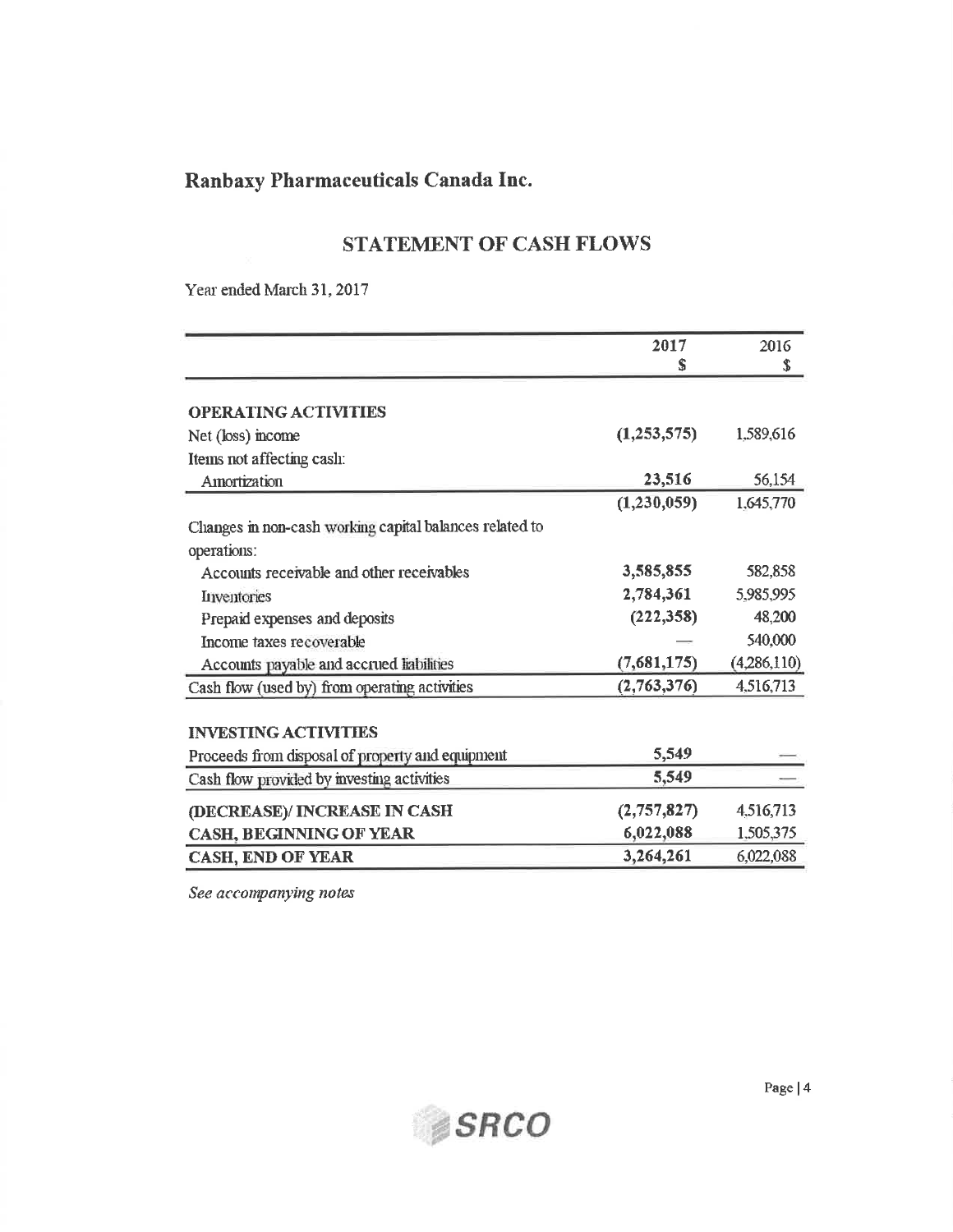# Ranbaxy Pharmaceuticals Canada Inc.

## STATEMENT OF CASH FLOWS

Year ended March 31, 2017

| | 2017<br>$ | 2016<br>$ |
|---|---|---|
| **OPERATING ACTIVITIES** | | |
| Net (loss) income | **(1,253,575)** | 1,589,616 |
| Items not affecting cash: | | |
| Amortization | **23,516** | 56,154 |
| | **(1,230,059)** | 1,645,770 |
| Changes in non-cash working capital balances related to operations: | | |
| Accounts receivable and other receivables | **3,585,855** | 582,858 |
| Inventories | **2,784,361** | 5,985,995 |
| Prepaid expenses and deposits | **(222,358)** | 48,200 |
| Income taxes recoverable | — | 540,000 |
| Accounts payable and accrued liabilities | **(7,681,175)** | (4,286,110) |
| Cash flow (used by) from operating activities | **(2,763,376)** | 4,516,713 |
| **INVESTING ACTIVITIES** | | |
| Proceeds from disposal of property and equipment | **5,549** | — |
| Cash flow provided by investing activities | **5,549** | — |
| **(DECREASE)/ INCREASE IN CASH** | **(2,757,827)** | 4,516,713 |
| **CASH, BEGINNING OF YEAR** | **6,022,088** | 1,505,375 |
| **CASH, END OF YEAR** | **3,264,261** | 6,022,088 |

*See accompanying notes*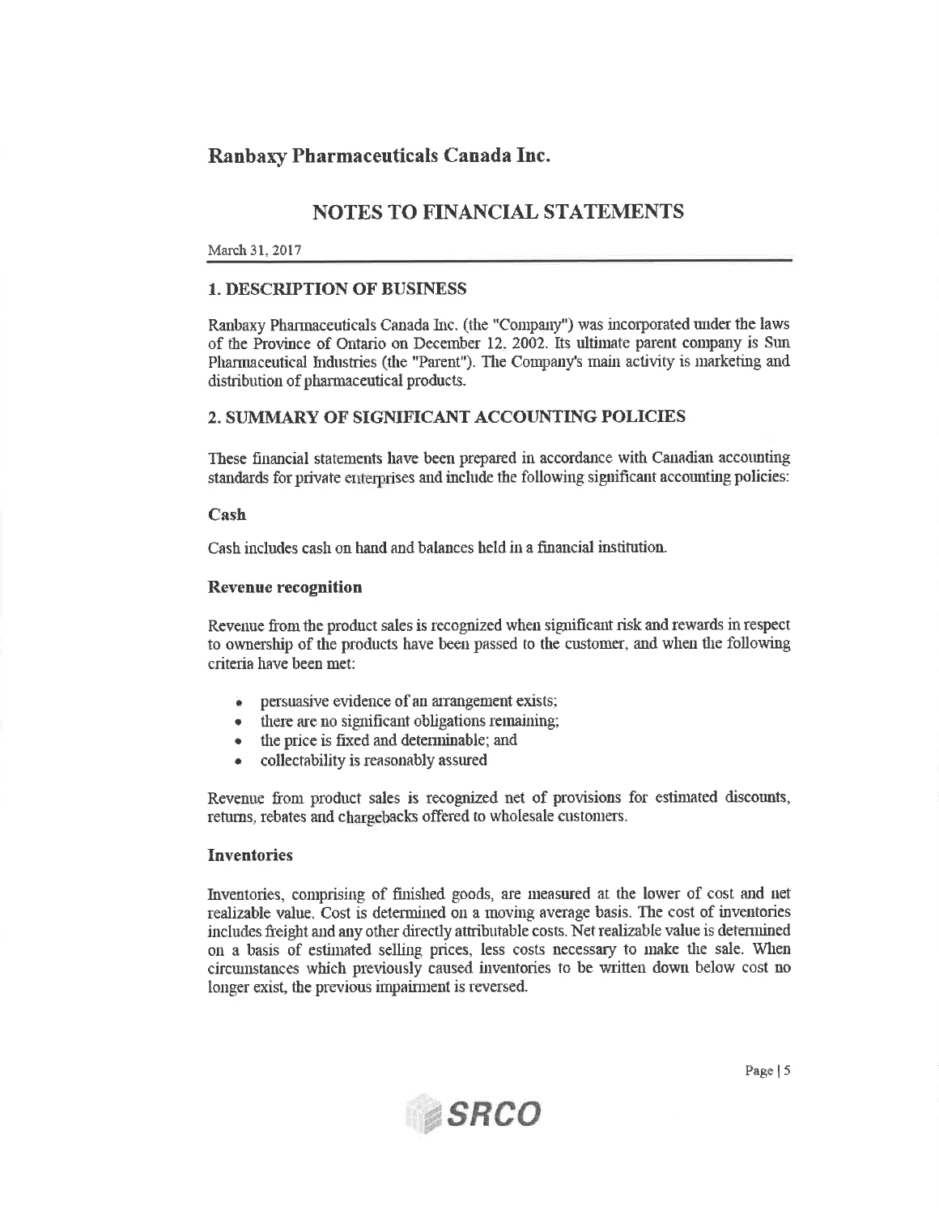# Ranbaxy Pharmaceuticals Canada Inc.

## NOTES TO FINANCIAL STATEMENTS

March 31, 2017

### 1. DESCRIPTION OF BUSINESS

Ranbaxy Pharmaceuticals Canada Inc. (the "Company") was incorporated under the laws of the Province of Ontario on December 12, 2002. Its ultimate parent company is Sun Pharmaceutical Industries (the "Parent"). The Company's main activity is marketing and distribution of pharmaceutical products.

### 2. SUMMARY OF SIGNIFICANT ACCOUNTING POLICIES

These financial statements have been prepared in accordance with Canadian accounting standards for private enterprises and include the following significant accounting policies:

#### Cash

Cash includes cash on hand and balances held in a financial institution.

#### Revenue recognition

Revenue from the product sales is recognized when significant risk and rewards in respect to ownership of the products have been passed to the customer, and when the following criteria have been met:

- persuasive evidence of an arrangement exists;
- there are no significant obligations remaining;
- the price is fixed and determinable; and
- collectability is reasonably assured

Revenue from product sales is recognized net of provisions for estimated discounts, returns, rebates and chargebacks offered to wholesale customers.

#### Inventories

Inventories, comprising of finished goods, are measured at the lower of cost and net realizable value. Cost is determined on a moving average basis. The cost of inventories includes freight and any other directly attributable costs. Net realizable value is determined on a basis of estimated selling prices, less costs necessary to make the sale. When circumstances which previously caused inventories to be written down below cost no longer exist, the previous impairment is reversed.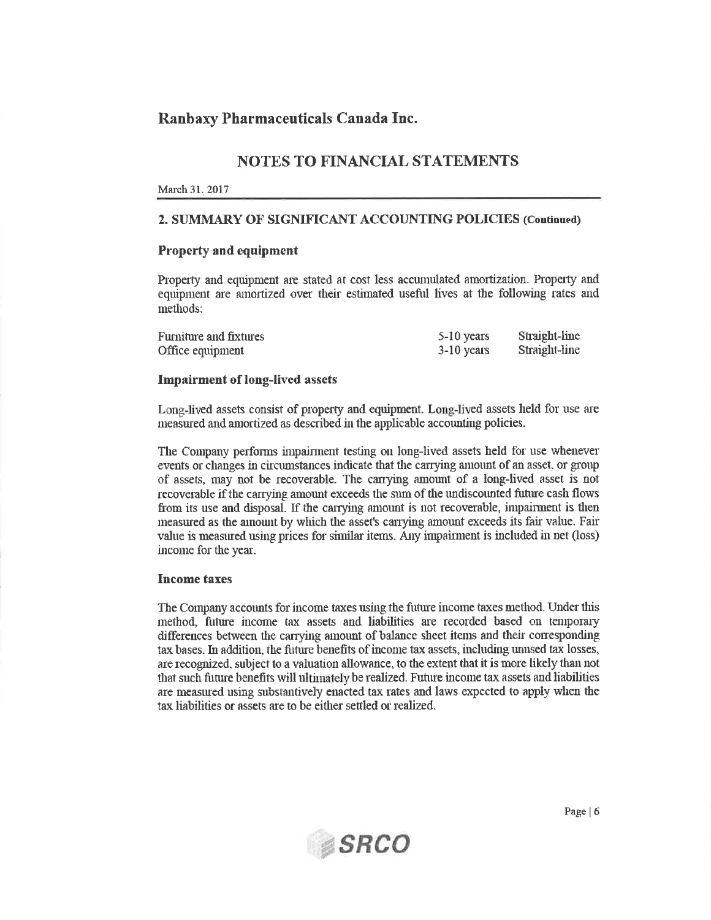# Ranbaxy Pharmaceuticals Canada Inc.

## NOTES TO FINANCIAL STATEMENTS

March 31, 2017

### 2. SUMMARY OF SIGNIFICANT ACCOUNTING POLICIES (Continued)

#### Property and equipment

Property and equipment are stated at cost less accumulated amortization. Property and equipment are amortized over their estimated useful lives at the following rates and methods:

| | | |
|---|---|---|
| Furniture and fixtures | 5-10 years | Straight-line |
| Office equipment | 3-10 years | Straight-line |

#### Impairment of long-lived assets

Long-lived assets consist of property and equipment. Long-lived assets held for use are measured and amortized as described in the applicable accounting policies.

The Company performs impairment testing on long-lived assets held for use whenever events or changes in circumstances indicate that the carrying amount of an asset, or group of assets, may not be recoverable. The carrying amount of a long-lived asset is not recoverable if the carrying amount exceeds the sum of the undiscounted future cash flows from its use and disposal. If the carrying amount is not recoverable, impairment is then measured as the amount by which the asset's carrying amount exceeds its fair value. Fair value is measured using prices for similar items. Any impairment is included in net (loss) income for the year.

#### Income taxes

The Company accounts for income taxes using the future income taxes method. Under this method, future income tax assets and liabilities are recorded based on temporary differences between the carrying amount of balance sheet items and their corresponding tax bases. In addition, the future benefits of income tax assets, including unused tax losses, are recognized, subject to a valuation allowance, to the extent that it is more likely than not that such future benefits will ultimately be realized. Future income tax assets and liabilities are measured using substantively enacted tax rates and laws expected to apply when the tax liabilities or assets are to be either settled or realized.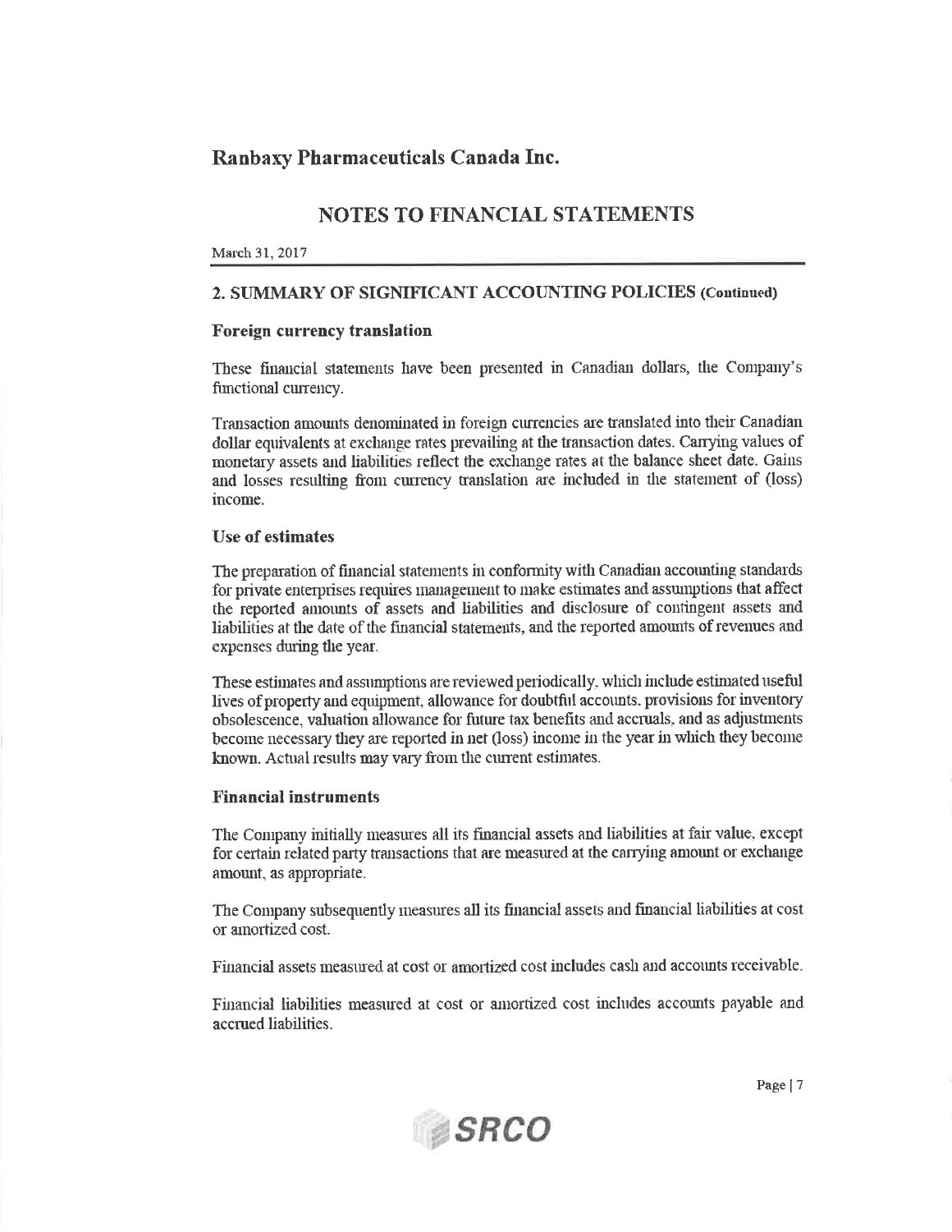# Ranbaxy Pharmaceuticals Canada Inc.

## NOTES TO FINANCIAL STATEMENTS

March 31, 2017

### 2. SUMMARY OF SIGNIFICANT ACCOUNTING POLICIES (Continued)

#### Foreign currency translation

These financial statements have been presented in Canadian dollars, the Company's functional currency.

Transaction amounts denominated in foreign currencies are translated into their Canadian dollar equivalents at exchange rates prevailing at the transaction dates. Carrying values of monetary assets and liabilities reflect the exchange rates at the balance sheet date. Gains and losses resulting from currency translation are included in the statement of (loss) income.

#### Use of estimates

The preparation of financial statements in conformity with Canadian accounting standards for private enterprises requires management to make estimates and assumptions that affect the reported amounts of assets and liabilities and disclosure of contingent assets and liabilities at the date of the financial statements, and the reported amounts of revenues and expenses during the year.

These estimates and assumptions are reviewed periodically, which include estimated useful lives of property and equipment, allowance for doubtful accounts, provisions for inventory obsolescence, valuation allowance for future tax benefits and accruals, and as adjustments become necessary they are reported in net (loss) income in the year in which they become known. Actual results may vary from the current estimates.

#### Financial instruments

The Company initially measures all its financial assets and liabilities at fair value, except for certain related party transactions that are measured at the carrying amount or exchange amount, as appropriate.

The Company subsequently measures all its financial assets and financial liabilities at cost or amortized cost.

Financial assets measured at cost or amortized cost includes cash and accounts receivable.

Financial liabilities measured at cost or amortized cost includes accounts payable and accrued liabilities.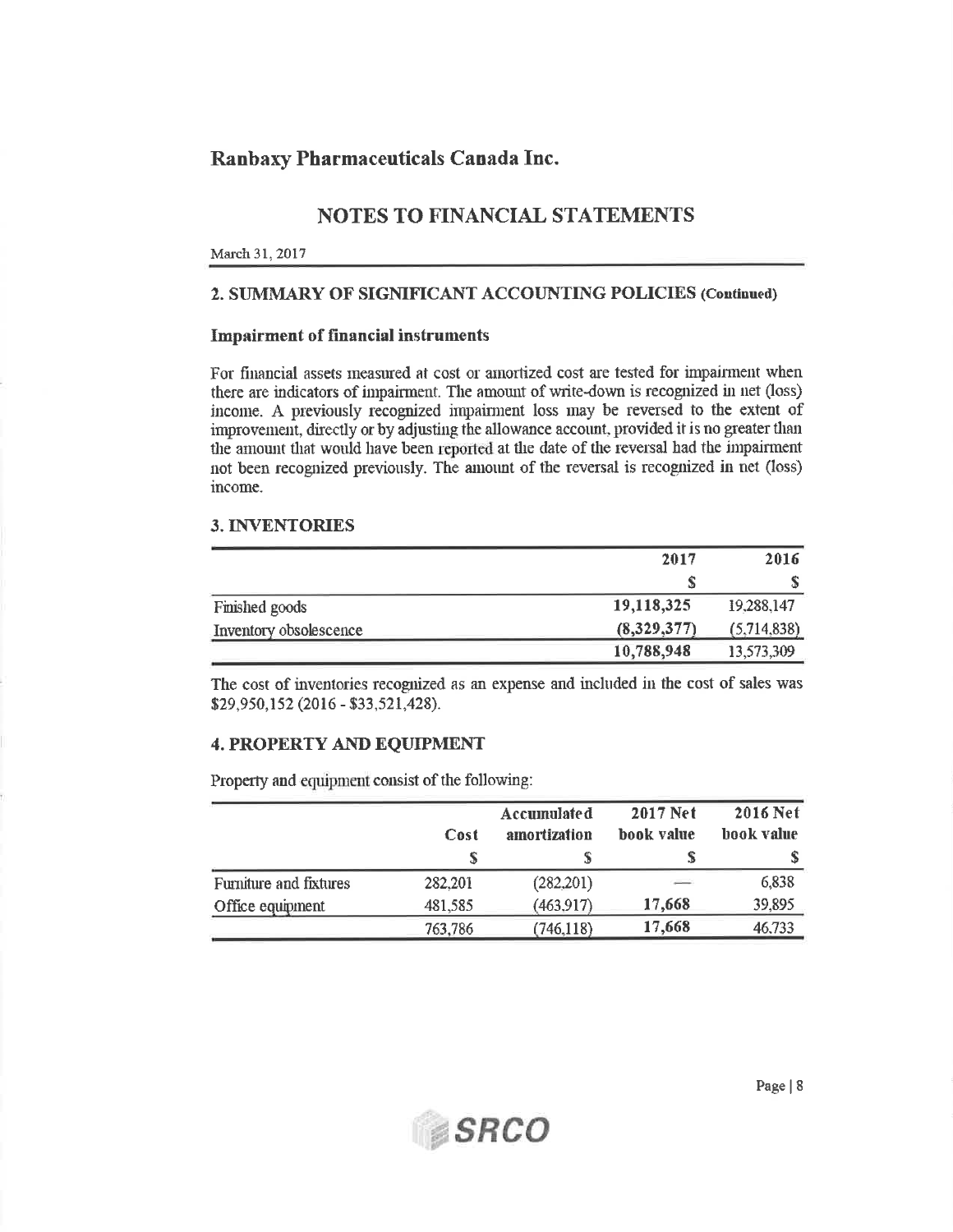# Ranbaxy Pharmaceuticals Canada Inc.

## NOTES TO FINANCIAL STATEMENTS

March 31, 2017

### 2. SUMMARY OF SIGNIFICANT ACCOUNTING POLICIES (Continued)

#### Impairment of financial instruments

For financial assets measured at cost or amortized cost are tested for impairment when there are indicators of impairment. The amount of write-down is recognized in net (loss) income. A previously recognized impairment loss may be reversed to the extent of improvement, directly or by adjusting the allowance account, provided it is no greater than the amount that would have been reported at the date of the reversal had the impairment not been recognized previously. The amount of the reversal is recognized in net (loss) income.

### 3. INVENTORIES

| | 2017 | 2016 |
|---|---|---|
| | $ | $ |
| Finished goods | **19,118,325** | 19,288,147 |
| Inventory obsolescence | **(8,329,377)** | (5,714,838) |
| | **10,788,948** | 13,573,309 |

The cost of inventories recognized as an expense and included in the cost of sales was $29,950,152 (2016 - $33,521,428).

### 4. PROPERTY AND EQUIPMENT

Property and equipment consist of the following:

| | Cost | Accumulated amortization | 2017 Net book value | 2016 Net book value |
|---|---|---|---|---|
| | $ | $ | $ | $ |
| Furniture and fixtures | 282,201 | (282,201) | — | 6,838 |
| Office equipment | 481,585 | (463,917) | **17,668** | 39,895 |
| | 763,786 | (746,118) | **17,668** | 46,733 |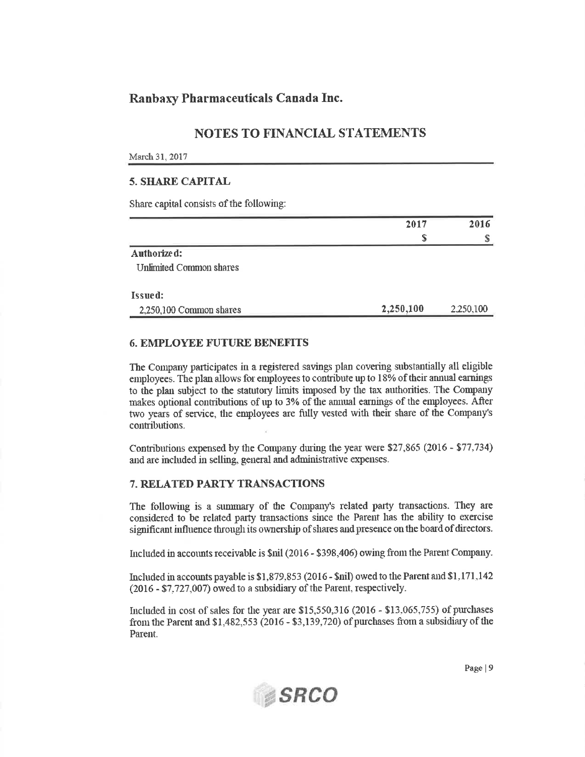# Ranbaxy Pharmaceuticals Canada Inc.

## NOTES TO FINANCIAL STATEMENTS

March 31, 2017

### 5. SHARE CAPITAL

Share capital consists of the following:

| | 2017 | 2016 |
|---|---|---|
| | $ | $ |
| **Authorized:** | | |
| Unlimited Common shares | | |
| **Issued:** | | |
| 2,250,100 Common shares | **2,250,100** | 2,250,100 |

### 6. EMPLOYEE FUTURE BENEFITS

The Company participates in a registered savings plan covering substantially all eligible employees. The plan allows for employees to contribute up to 18% of their annual earnings to the plan subject to the statutory limits imposed by the tax authorities. The Company makes optional contributions of up to 3% of the annual earnings of the employees. After two years of service, the employees are fully vested with their share of the Company's contributions.

Contributions expensed by the Company during the year were $27,865 (2016 - $77,734) and are included in selling, general and administrative expenses.

### 7. RELATED PARTY TRANSACTIONS

The following is a summary of the Company's related party transactions. They are considered to be related party transactions since the Parent has the ability to exercise significant influence through its ownership of shares and presence on the board of directors.

Included in accounts receivable is $nil (2016 - $398,406) owing from the Parent Company.

Included in accounts payable is $1,879,853 (2016 - $nil) owed to the Parent and $1,171,142 (2016 - $7,727,007) owed to a subsidiary of the Parent, respectively.

Included in cost of sales for the year are $15,550,316 (2016 - $13,065,755) of purchases from the Parent and $1,482,553 (2016 - $3,139,720) of purchases from a subsidiary of the Parent.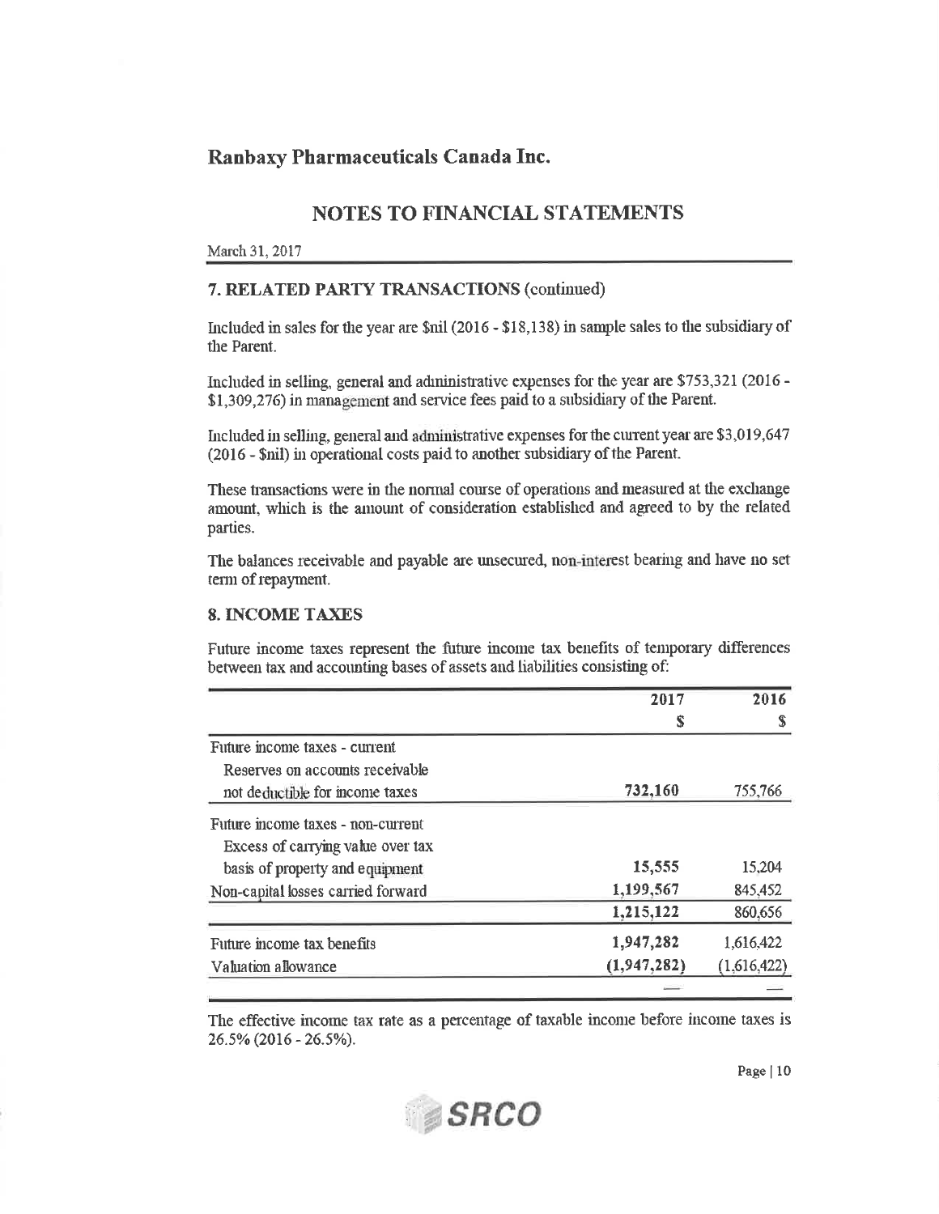# Ranbaxy Pharmaceuticals Canada Inc.

## NOTES TO FINANCIAL STATEMENTS

March 31, 2017

### 7. RELATED PARTY TRANSACTIONS (continued)

Included in sales for the year are $nil (2016 - $18,138) in sample sales to the subsidiary of the Parent.

Included in selling, general and administrative expenses for the year are $753,321 (2016 - $1,309,276) in management and service fees paid to a subsidiary of the Parent.

Included in selling, general and administrative expenses for the current year are $3,019,647 (2016 - $nil) in operational costs paid to another subsidiary of the Parent.

These transactions were in the normal course of operations and measured at the exchange amount, which is the amount of consideration established and agreed to by the related parties.

The balances receivable and payable are unsecured, non-interest bearing and have no set term of repayment.

### 8. INCOME TAXES

Future income taxes represent the future income tax benefits of temporary differences between tax and accounting bases of assets and liabilities consisting of:

| | 2017 | 2016 |
|---|---|---|
| | $ | $ |
| Future income taxes - current | | |
| Reserves on accounts receivable not deductible for income taxes | **732,160** | 755,766 |
| Future income taxes - non-current | | |
| Excess of carrying value over tax basis of property and equipment | **15,555** | 15,204 |
| Non-capital losses carried forward | **1,199,567** | 845,452 |
| | **1,215,122** | 860,656 |
| Future income tax benefits | **1,947,282** | 1,616,422 |
| Valuation allowance | **(1,947,282)** | (1,616,422) |
| | — | — |

The effective income tax rate as a percentage of taxable income before income taxes is 26.5% (2016 - 26.5%).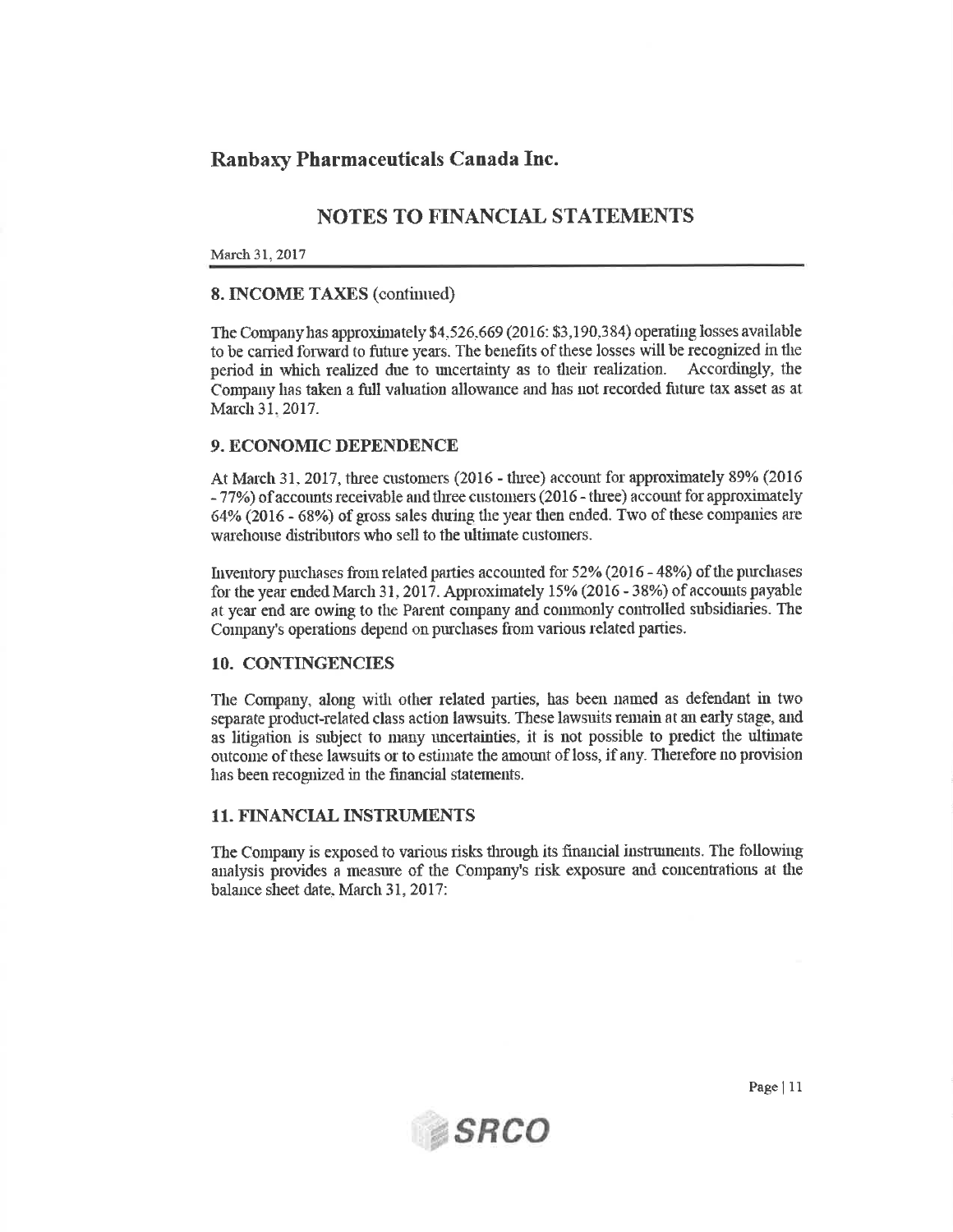# Ranbaxy Pharmaceuticals Canada Inc.

## NOTES TO FINANCIAL STATEMENTS

March 31, 2017

### 8. INCOME TAXES (continued)

The Company has approximately $4,526,669 (2016: $3,190,384) operating losses available to be carried forward to future years. The benefits of these losses will be recognized in the period in which realized due to uncertainty as to their realization. Accordingly, the Company has taken a full valuation allowance and has not recorded future tax asset as at March 31, 2017.

### 9. ECONOMIC DEPENDENCE

At March 31, 2017, three customers (2016 - three) account for approximately 89% (2016 - 77%) of accounts receivable and three customers (2016 - three) account for approximately 64% (2016 - 68%) of gross sales during the year then ended. Two of these companies are warehouse distributors who sell to the ultimate customers.

Inventory purchases from related parties accounted for 52% (2016 - 48%) of the purchases for the year ended March 31, 2017. Approximately 15% (2016 - 38%) of accounts payable at year end are owing to the Parent company and commonly controlled subsidiaries. The Company's operations depend on purchases from various related parties.

### 10. CONTINGENCIES

The Company, along with other related parties, has been named as defendant in two separate product-related class action lawsuits. These lawsuits remain at an early stage, and as litigation is subject to many uncertainties, it is not possible to predict the ultimate outcome of these lawsuits or to estimate the amount of loss, if any. Therefore no provision has been recognized in the financial statements.

### 11. FINANCIAL INSTRUMENTS

The Company is exposed to various risks through its financial instruments. The following analysis provides a measure of the Company's risk exposure and concentrations at the balance sheet date, March 31, 2017: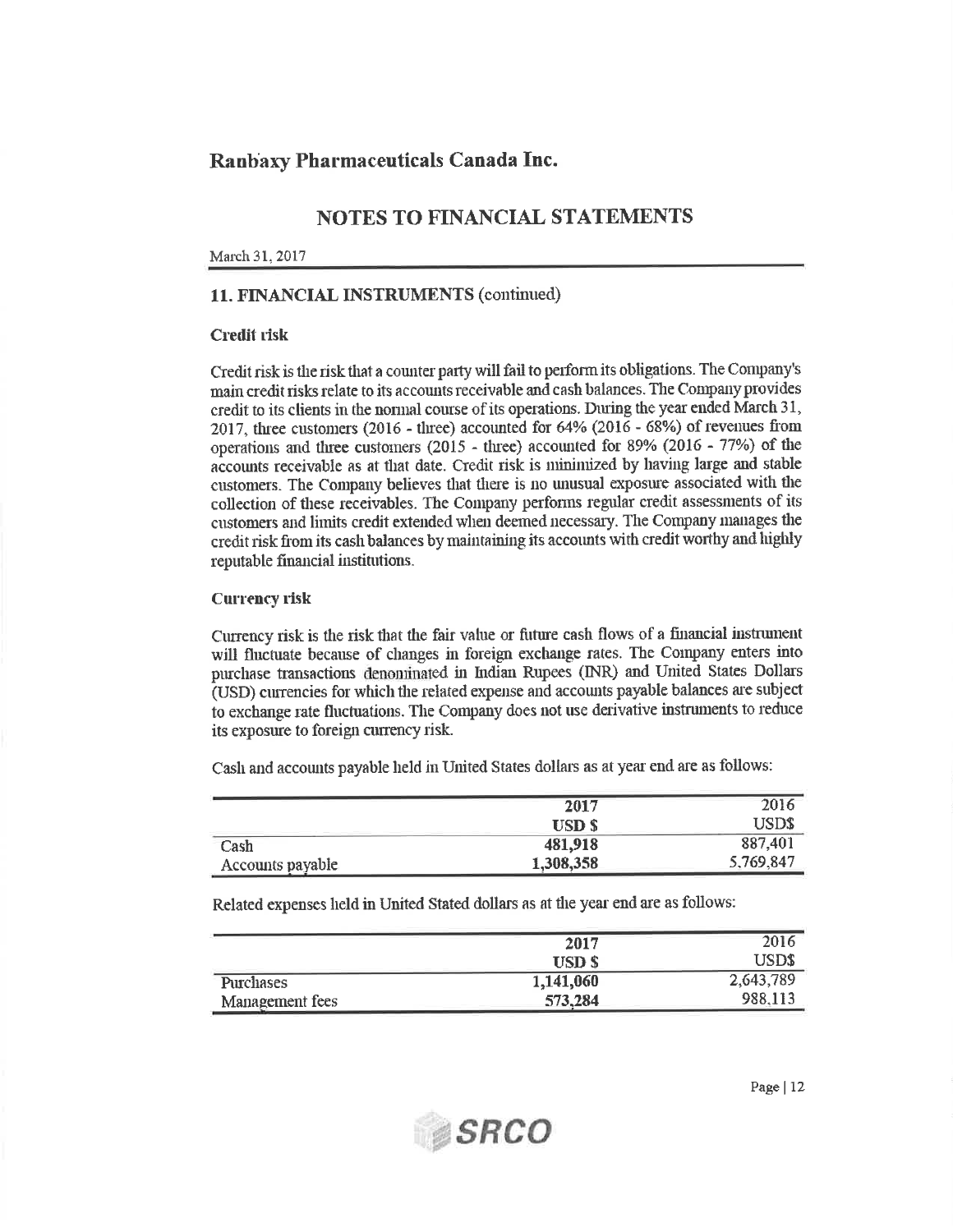# Ranbaxy Pharmaceuticals Canada Inc.

## NOTES TO FINANCIAL STATEMENTS

March 31, 2017

### 11. FINANCIAL INSTRUMENTS (continued)

**Credit risk**

Credit risk is the risk that a counter party will fail to perform its obligations. The Company's main credit risks relate to its accounts receivable and cash balances. The Company provides credit to its clients in the normal course of its operations. During the year ended March 31, 2017, three customers (2016 - three) accounted for 64% (2016 - 68%) of revenues from operations and three customers (2015 - three) accounted for 89% (2016 - 77%) of the accounts receivable as at that date. Credit risk is minimized by having large and stable customers. The Company believes that there is no unusual exposure associated with the collection of these receivables. The Company performs regular credit assessments of its customers and limits credit extended when deemed necessary. The Company manages the credit risk from its cash balances by maintaining its accounts with credit worthy and highly reputable financial institutions.

**Currency risk**

Currency risk is the risk that the fair value or future cash flows of a financial instrument will fluctuate because of changes in foreign exchange rates. The Company enters into purchase transactions denominated in Indian Rupees (INR) and United States Dollars (USD) currencies for which the related expense and accounts payable balances are subject to exchange rate fluctuations. The Company does not use derivative instruments to reduce its exposure to foreign currency risk.

Cash and accounts payable held in United States dollars as at year end are as follows:

| | **2017** | 2016 |
|---|---|---|
| | **USD $** | USD$ |
| Cash | **481,918** | 887,401 |
| Accounts payable | **1,308,358** | 5,769,847 |

Related expenses held in United Stated dollars as at the year end are as follows:

| | **2017** | 2016 |
|---|---|---|
| | **USD $** | USD$ |
| Purchases | **1,141,060** | 2,643,789 |
| Management fees | **573,284** | 988,113 |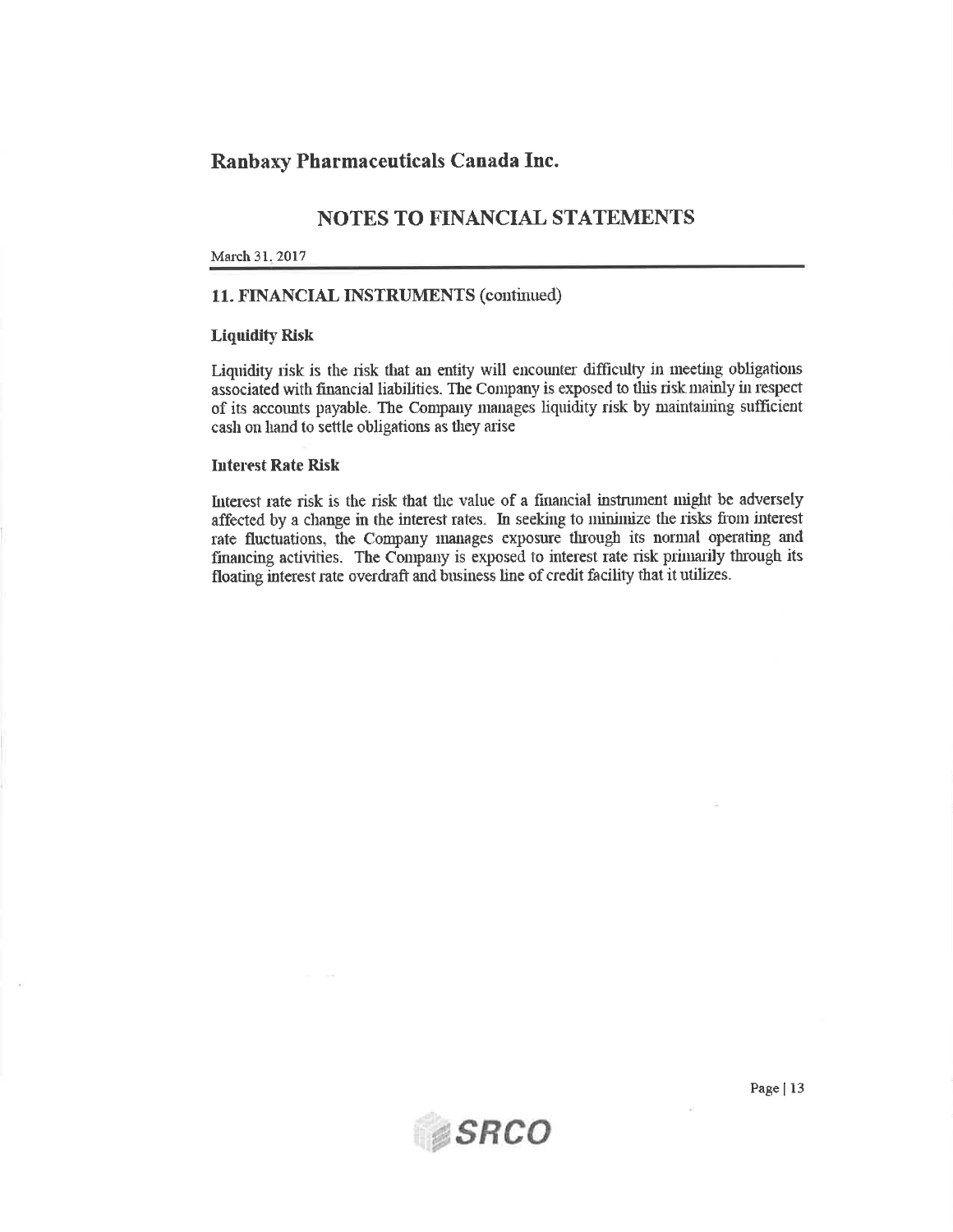# Ranbaxy Pharmaceuticals Canada Inc.

## NOTES TO FINANCIAL STATEMENTS

March 31, 2017

### 11. FINANCIAL INSTRUMENTS (continued)

**Liquidity Risk**

Liquidity risk is the risk that an entity will encounter difficulty in meeting obligations associated with financial liabilities. The Company is exposed to this risk mainly in respect of its accounts payable. The Company manages liquidity risk by maintaining sufficient cash on hand to settle obligations as they arise

**Interest Rate Risk**

Interest rate risk is the risk that the value of a financial instrument might be adversely affected by a change in the interest rates. In seeking to minimize the risks from interest rate fluctuations, the Company manages exposure through its normal operating and financing activities. The Company is exposed to interest rate risk primarily through its floating interest rate overdraft and business line of credit facility that it utilizes.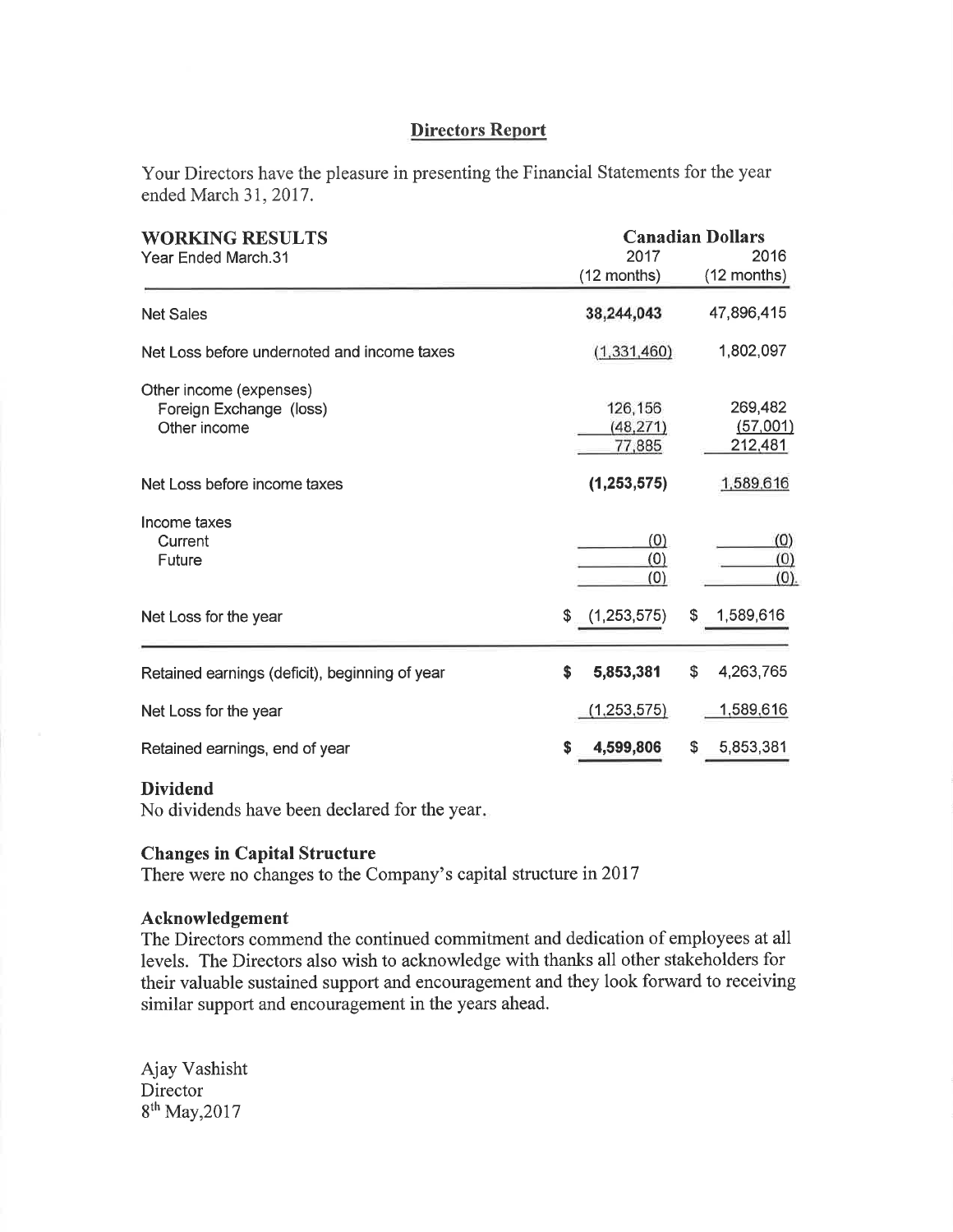## Directors Report

Your Directors have the pleasure in presenting the Financial Statements for the year ended March 31, 2017.

| **WORKING RESULTS** | **Canadian Dollars** | |
|---|---|---|
| Year Ended March.31 | 2017 (12 months) | 2016 (12 months) |
| Net Sales | **38,244,043** | 47,896,415 |
| Net Loss before undernoted and income taxes | (1,331,460) | 1,802,097 |
| Other income (expenses) | | |
| Foreign Exchange (loss) | 126,156 | 269,482 |
| Other income | (48,271) | (57,001) |
| | 77,885 | 212,481 |
| Net Loss before income taxes | **(1,253,575)** | 1,589,616 |
| Income taxes | | |
| Current | (0) | (0) |
| Future | (0) | (0) |
| | (0) | (0). |
| Net Loss for the year | $ (1,253,575) | $ 1,589,616 |
| Retained earnings (deficit), beginning of year | **$ 5,853,381** | $ 4,263,765 |
| Net Loss for the year | (1,253,575) | 1,589,616 |
| Retained earnings, end of year | **$ 4,599,806** | $ 5,853,381 |

### Dividend

No dividends have been declared for the year.

### Changes in Capital Structure

There were no changes to the Company's capital structure in 2017

### Acknowledgement

The Directors commend the continued commitment and dedication of employees at all levels. The Directors also wish to acknowledge with thanks all other stakeholders for their valuable sustained support and encouragement and they look forward to receiving similar support and encouragement in the years ahead.

Ajay Vashisht
Director
8th May,2017